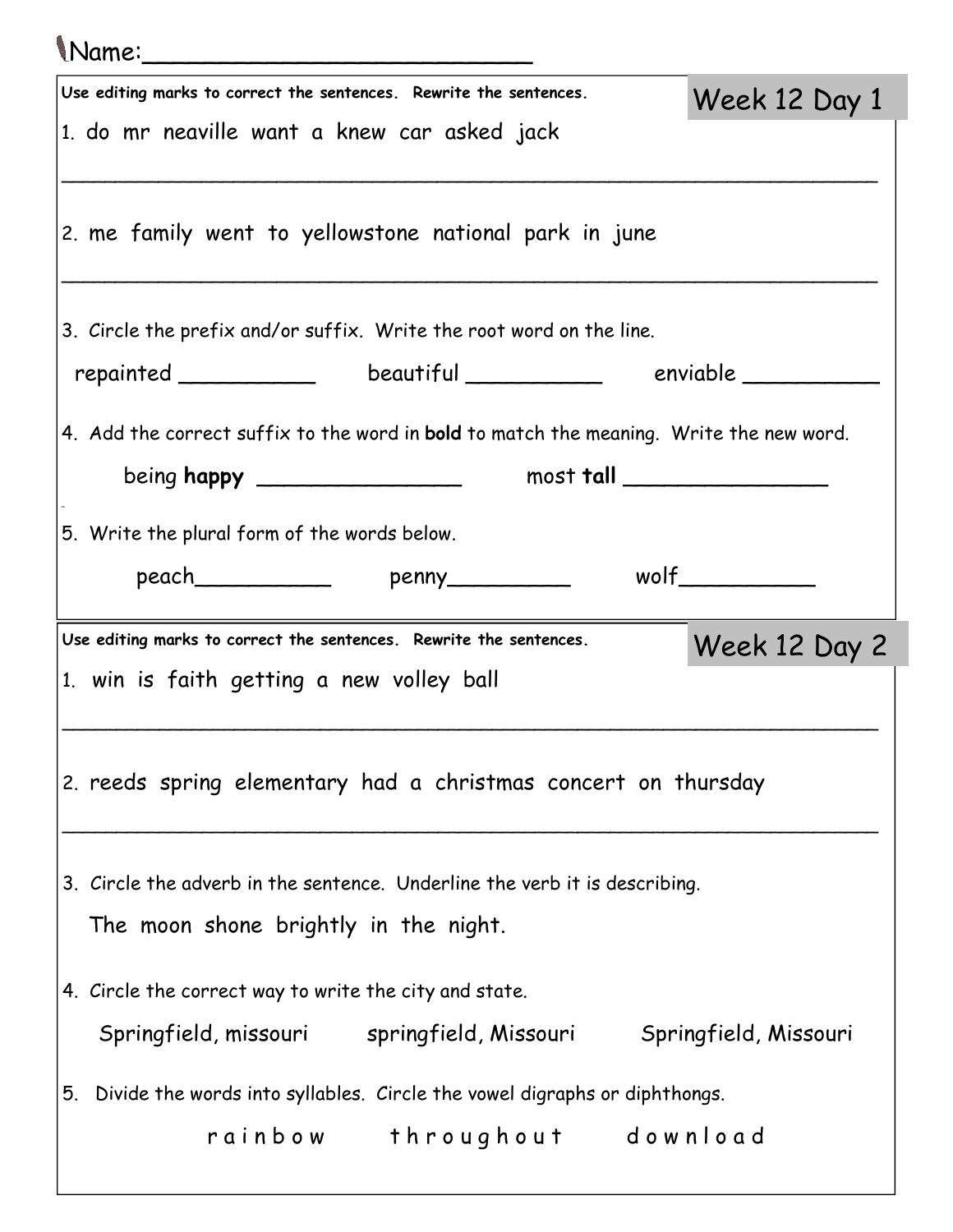Name:________________________

## Week 12 Day 1

**Use editing marks to correct the sentences. Rewrite the sentences.**

1. do mr neaville want a knew car asked jack

_______________________________________________________________

2. me family went to yellowstone national park in june

_______________________________________________________________

3. Circle the prefix and/or suffix. Write the root word on the line.

repainted __________ beautiful __________ enviable __________

4. Add the correct suffix to the word in **bold** to match the meaning. Write the new word.

being **happy** _______________ most **tall** _______________

5. Write the plural form of the words below.

peach__________ penny_________ wolf__________

## Week 12 Day 2

**Use editing marks to correct the sentences. Rewrite the sentences.**

1. win is faith getting a new volley ball

_______________________________________________________________

2. reeds spring elementary had a christmas concert on thursday

_______________________________________________________________

3. Circle the adverb in the sentence. Underline the verb it is describing.

The moon shone brightly in the night.

4. Circle the correct way to write the city and state.

Springfield, missouri springfield, Missouri Springfield, Missouri

5. Divide the words into syllables. Circle the vowel digraphs or diphthongs.

r a i n b o w t h r o u g h o u t d o w n l o a d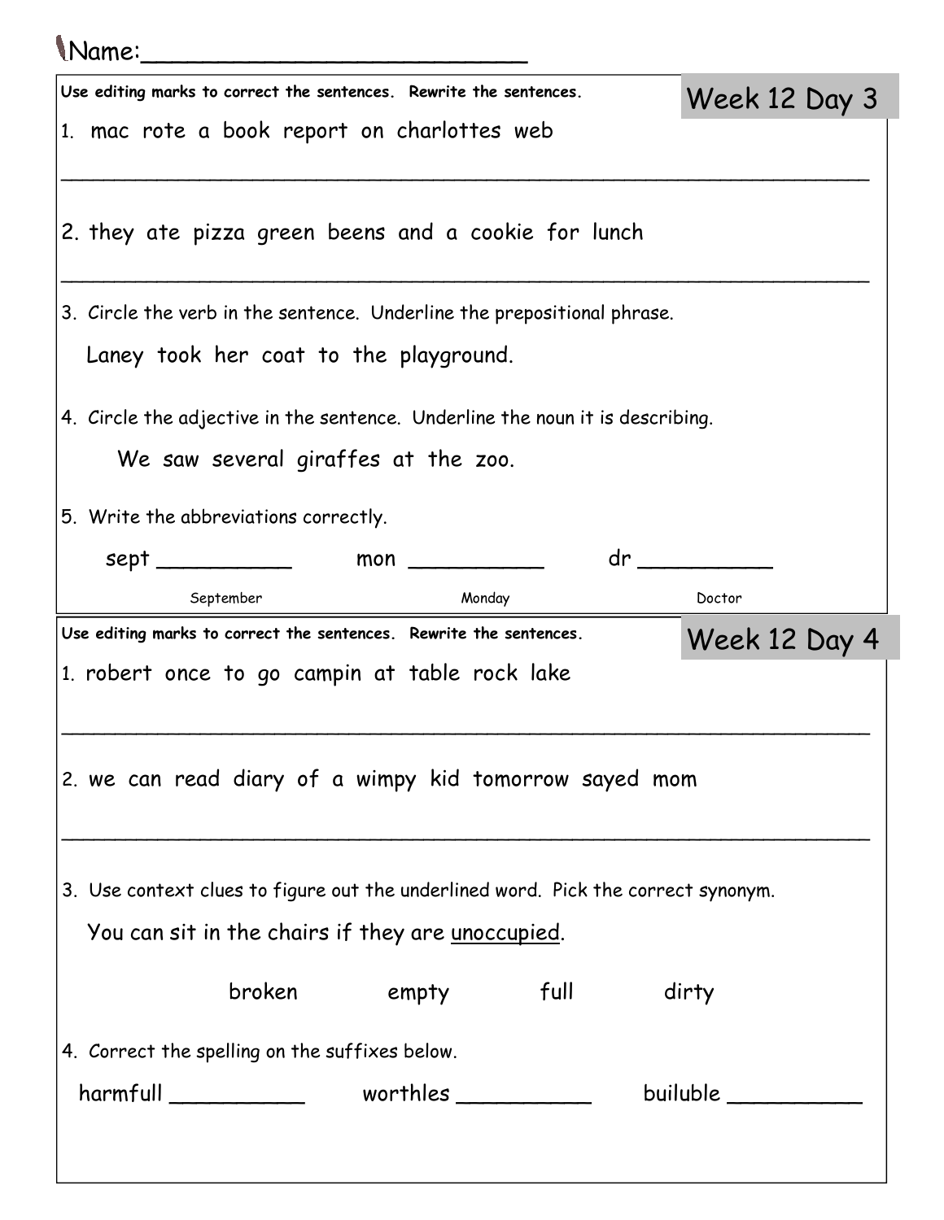Name:_________________________

## Week 12 Day 3

**Use editing marks to correct the sentences. Rewrite the sentences.**

1. mac rote a book report on charlottes web

_______________________________________________________________

2. they ate pizza green beens and a cookie for lunch

_______________________________________________________________

3. Circle the verb in the sentence. Underline the prepositional phrase.

   Laney took her coat to the playground.

4. Circle the adjective in the sentence. Underline the noun it is describing.

   We saw several giraffes at the zoo.

5. Write the abbreviations correctly.

   sept __________ (September)   mon __________ (Monday)   dr __________ (Doctor)

## Week 12 Day 4

**Use editing marks to correct the sentences. Rewrite the sentences.**

1. robert once to go campin at table rock lake

_______________________________________________________________

2. we can read diary of a wimpy kid tomorrow sayed mom

_______________________________________________________________

3. Use context clues to figure out the underlined word. Pick the correct synonym.

   You can sit in the chairs if they are <u>unoccupied</u>.

   broken   empty   full   dirty

4. Correct the spelling on the suffixes below.

   harmfull __________   worthles __________   builuble __________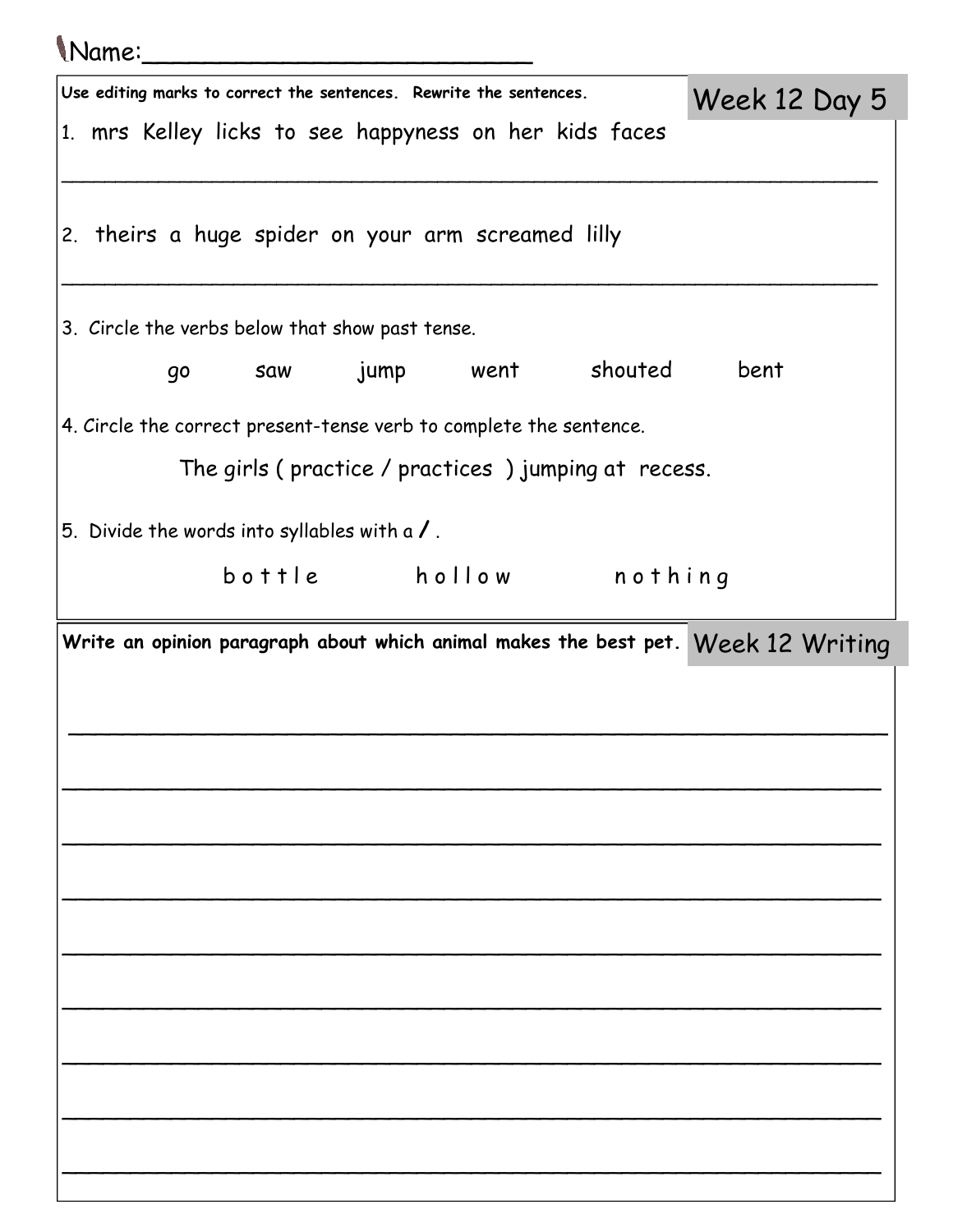Name:\_\_\_\_\_\_\_\_\_\_\_\_\_\_\_\_\_\_\_\_\_\_\_\_\_\_

**Use editing marks to correct the sentences. Rewrite the sentences.**

Week 12 Day 5

1. mrs Kelley licks to see happyness on her kids faces

\_\_\_\_\_\_\_\_\_\_\_\_\_\_\_\_\_\_\_\_\_\_\_\_\_\_\_\_\_\_\_\_\_\_\_\_\_\_\_\_\_\_\_\_\_\_\_\_\_\_\_\_\_\_\_\_\_\_\_\_\_\_\_\_

2. theirs a huge spider on your arm screamed lilly

\_\_\_\_\_\_\_\_\_\_\_\_\_\_\_\_\_\_\_\_\_\_\_\_\_\_\_\_\_\_\_\_\_\_\_\_\_\_\_\_\_\_\_\_\_\_\_\_\_\_\_\_\_\_\_\_\_\_\_\_\_\_\_\_

3. Circle the verbs below that show past tense.

go saw jump went shouted bent

4. Circle the correct present-tense verb to complete the sentence.

The girls ( practice / practices ) jumping at recess.

5. Divide the words into syllables with a / .

b o t t l e h o l l o w n o t h i n g

**Write an opinion paragraph about which animal makes the best pet.**

Week 12 Writing

\_\_\_\_\_\_\_\_\_\_\_\_\_\_\_\_\_\_\_\_\_\_\_\_\_\_\_\_\_\_\_\_\_\_\_\_\_\_\_\_\_\_\_\_\_\_\_\_\_\_\_\_\_\_\_\_\_\_\_\_\_\_\_\_

\_\_\_\_\_\_\_\_\_\_\_\_\_\_\_\_\_\_\_\_\_\_\_\_\_\_\_\_\_\_\_\_\_\_\_\_\_\_\_\_\_\_\_\_\_\_\_\_\_\_\_\_\_\_\_\_\_\_\_\_\_\_\_\_

\_\_\_\_\_\_\_\_\_\_\_\_\_\_\_\_\_\_\_\_\_\_\_\_\_\_\_\_\_\_\_\_\_\_\_\_\_\_\_\_\_\_\_\_\_\_\_\_\_\_\_\_\_\_\_\_\_\_\_\_\_\_\_\_

\_\_\_\_\_\_\_\_\_\_\_\_\_\_\_\_\_\_\_\_\_\_\_\_\_\_\_\_\_\_\_\_\_\_\_\_\_\_\_\_\_\_\_\_\_\_\_\_\_\_\_\_\_\_\_\_\_\_\_\_\_\_\_\_

\_\_\_\_\_\_\_\_\_\_\_\_\_\_\_\_\_\_\_\_\_\_\_\_\_\_\_\_\_\_\_\_\_\_\_\_\_\_\_\_\_\_\_\_\_\_\_\_\_\_\_\_\_\_\_\_\_\_\_\_\_\_\_\_

\_\_\_\_\_\_\_\_\_\_\_\_\_\_\_\_\_\_\_\_\_\_\_\_\_\_\_\_\_\_\_\_\_\_\_\_\_\_\_\_\_\_\_\_\_\_\_\_\_\_\_\_\_\_\_\_\_\_\_\_\_\_\_\_

\_\_\_\_\_\_\_\_\_\_\_\_\_\_\_\_\_\_\_\_\_\_\_\_\_\_\_\_\_\_\_\_\_\_\_\_\_\_\_\_\_\_\_\_\_\_\_\_\_\_\_\_\_\_\_\_\_\_\_\_\_\_\_\_

\_\_\_\_\_\_\_\_\_\_\_\_\_\_\_\_\_\_\_\_\_\_\_\_\_\_\_\_\_\_\_\_\_\_\_\_\_\_\_\_\_\_\_\_\_\_\_\_\_\_\_\_\_\_\_\_\_\_\_\_\_\_\_\_

\_\_\_\_\_\_\_\_\_\_\_\_\_\_\_\_\_\_\_\_\_\_\_\_\_\_\_\_\_\_\_\_\_\_\_\_\_\_\_\_\_\_\_\_\_\_\_\_\_\_\_\_\_\_\_\_\_\_\_\_\_\_\_\_